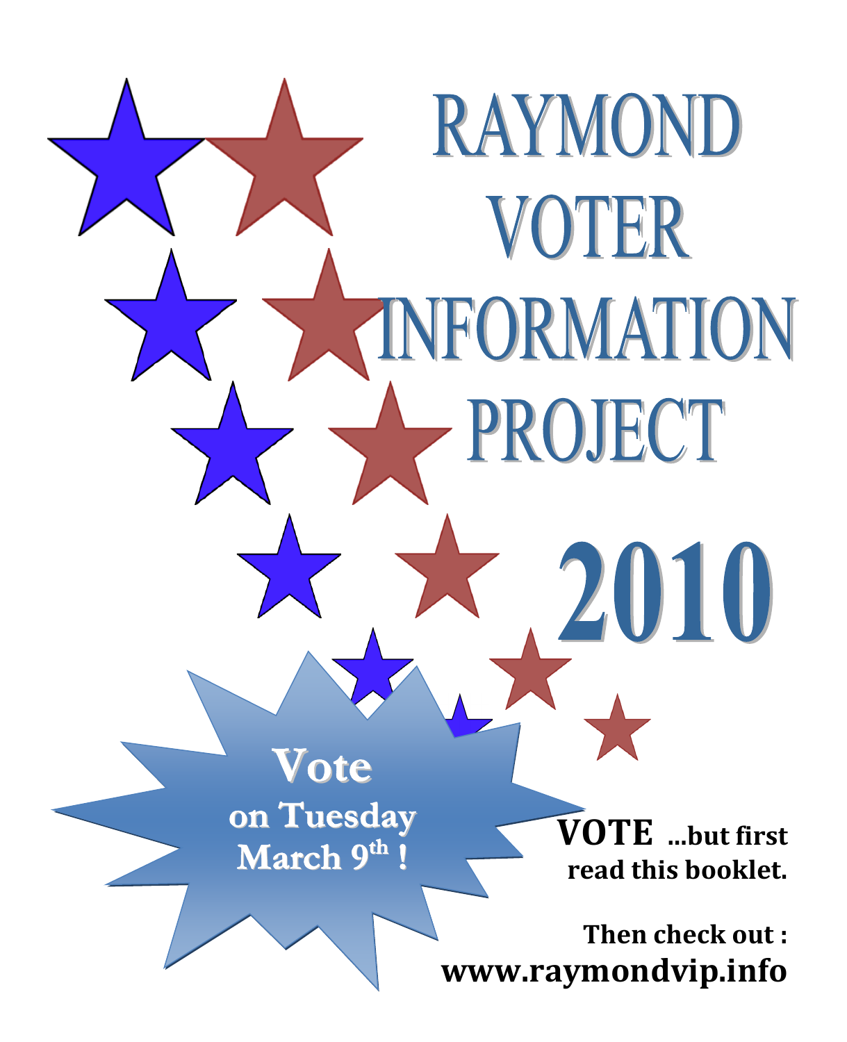# RAYMOND VOTER INFORMATION PROJECT

# 2010

**Vote on Tuesday March 9th !**

**VOTE ...but first read this booklet.**

**Then check out :**

**www.raymondvip.info**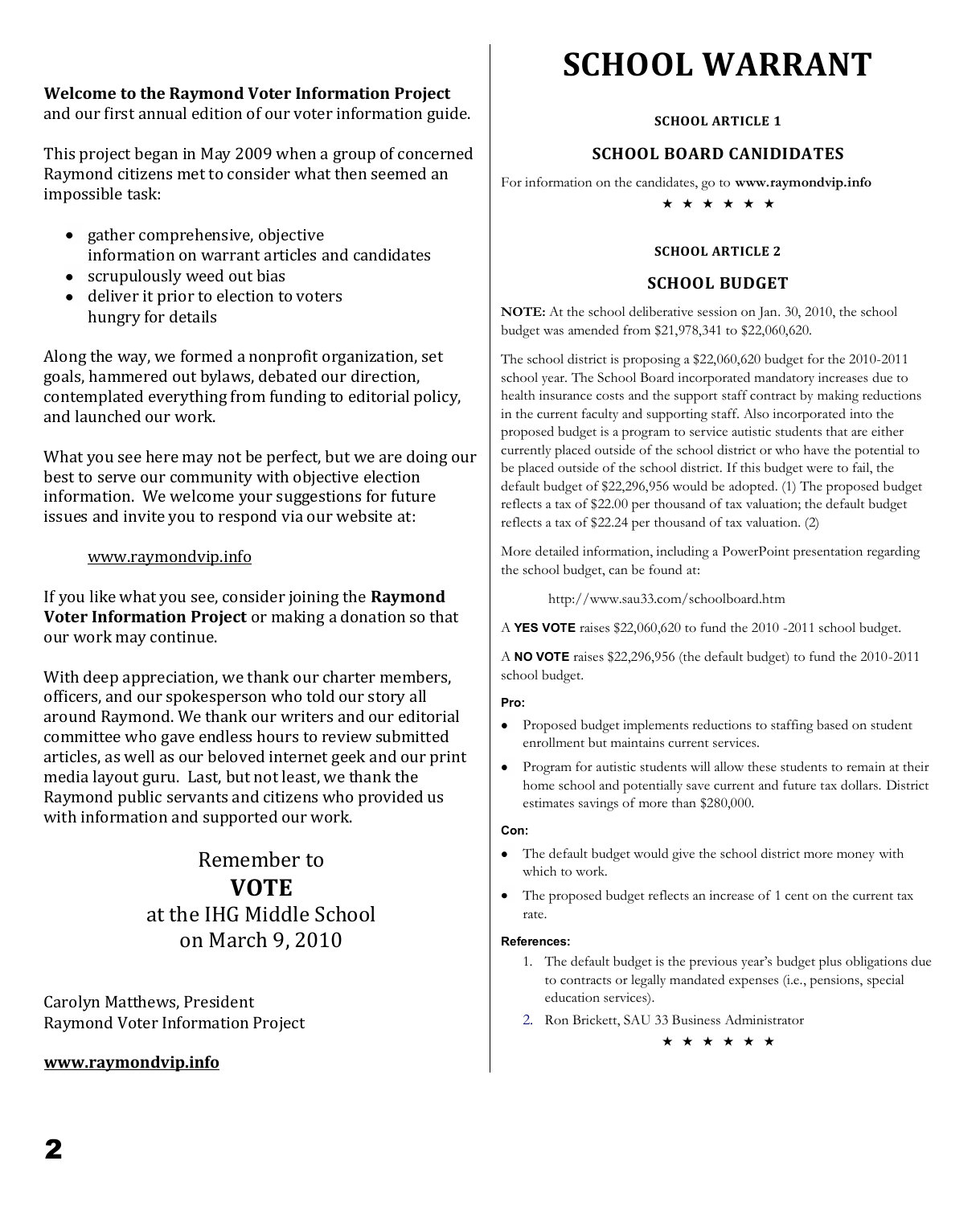**Welcome to the Raymond Voter Information Project** and our first annual edition of our voter information guide.

This project began in May 2009 when a group of concerned Raymond citizens met to consider what then seemed an impossible task:

- gather comprehensive, objective information on warrant articles and candidates
- scrupulously weed out bias
- deliver it prior to election to voters hungry for details

Along the way, we formed a nonprofit organization, set goals, hammered out bylaws, debated our direction, contemplated everything from funding to editorial policy, and launched our work.

What you see here may not be perfect, but we are doing our best to serve our community with objective election information. We welcome your suggestions for future issues and invite you to respond via our website at:

www.raymondvip.info

If you like what you see, consider joining the **Raymond Voter Information Project** or making a donation so that our work may continue.

With deep appreciation, we thank our charter members, officers, and our spokesperson who told our story all around Raymond. We thank our writers and our editorial committee who gave endless hours to review submitted articles, as well as our beloved internet geek and our print media layout guru. Last, but not least, we thank the Raymond public servants and citizens who provided us with information and supported our work.

Remember to
**VOTE**
at the IHG Middle School
on March 9, 2010

Carolyn Matthews, President
Raymond Voter Information Project

**www.raymondvip.info**

# SCHOOL WARRANT

**SCHOOL ARTICLE 1**

## SCHOOL BOARD CANIDIDATES

For information on the candidates, go to **www.raymondvip.info**

★ ★ ★ ★ ★ ★

**SCHOOL ARTICLE 2**

## SCHOOL BUDGET

**NOTE:** At the school deliberative session on Jan. 30, 2010, the school budget was amended from $21,978,341 to $22,060,620.

The school district is proposing a $22,060,620 budget for the 2010-2011 school year. The School Board incorporated mandatory increases due to health insurance costs and the support staff contract by making reductions in the current faculty and supporting staff. Also incorporated into the proposed budget is a program to service autistic students that are either currently placed outside of the school district or who have the potential to be placed outside of the school district. If this budget were to fail, the default budget of $22,296,956 would be adopted. (1) The proposed budget reflects a tax of $22.00 per thousand of tax valuation; the default budget reflects a tax of $22.24 per thousand of tax valuation. (2)

More detailed information, including a PowerPoint presentation regarding the school budget, can be found at:

http://www.sau33.com/schoolboard.htm

A **YES VOTE** raises $22,060,620 to fund the 2010 -2011 school budget.

A **NO VOTE** raises $22,296,956 (the default budget) to fund the 2010-2011 school budget.

**Pro:**

- Proposed budget implements reductions to staffing based on student enrollment but maintains current services.
- Program for autistic students will allow these students to remain at their home school and potentially save current and future tax dollars. District estimates savings of more than $280,000.

**Con:**

- The default budget would give the school district more money with which to work.
- The proposed budget reflects an increase of 1 cent on the current tax rate.

**References:**

1. The default budget is the previous year's budget plus obligations due to contracts or legally mandated expenses (i.e., pensions, special education services).
2. Ron Brickett, SAU 33 Business Administrator

★ ★ ★ ★ ★ ★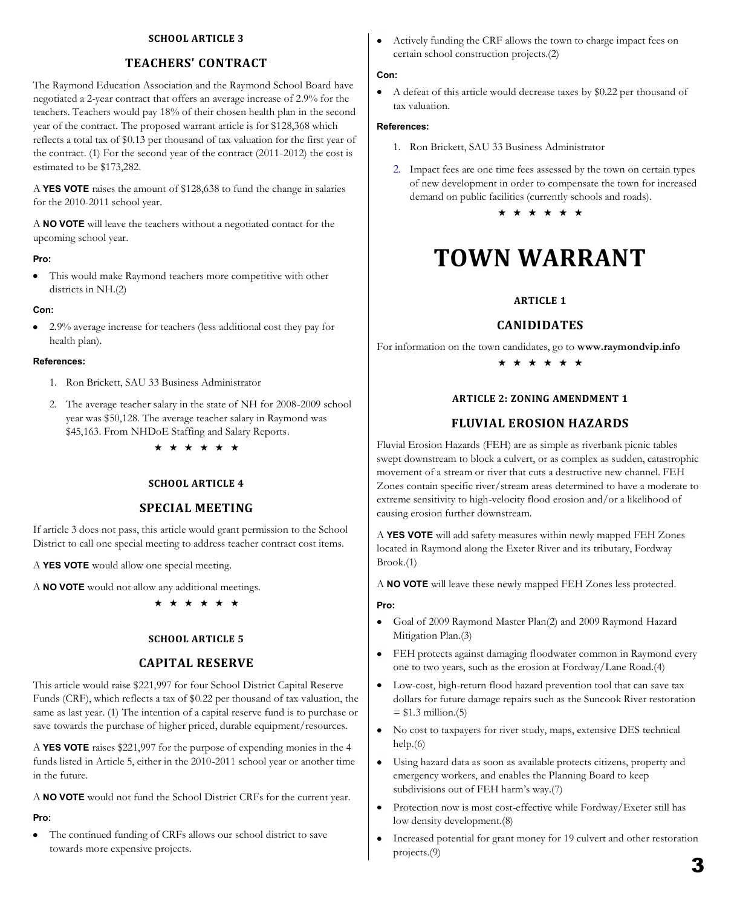#### SCHOOL ARTICLE 3

## TEACHERS' CONTRACT

The Raymond Education Association and the Raymond School Board have negotiated a 2-year contract that offers an average increase of 2.9% for the teachers. Teachers would pay 18% of their chosen health plan in the second year of the contract. The proposed warrant article is for $128,368 which reflects a total tax of $0.13 per thousand of tax valuation for the first year of the contract. (1) For the second year of the contract (2011-2012) the cost is estimated to be $173,282.

A **YES VOTE** raises the amount of $128,638 to fund the change in salaries for the 2010-2011 school year.

A **NO VOTE** will leave the teachers without a negotiated contact for the upcoming school year.

**Pro:**

- This would make Raymond teachers more competitive with other districts in NH.(2)

**Con:**

- 2.9% average increase for teachers (less additional cost they pay for health plan).

**References:**

1. Ron Brickett, SAU 33 Business Administrator
2. The average teacher salary in the state of NH for 2008-2009 school year was $50,128. The average teacher salary in Raymond was $45,163. From NHDoE Staffing and Salary Reports.

★ ★ ★ ★ ★ ★

#### SCHOOL ARTICLE 4

## SPECIAL MEETING

If article 3 does not pass, this article would grant permission to the School District to call one special meeting to address teacher contract cost items.

A **YES VOTE** would allow one special meeting.

A **NO VOTE** would not allow any additional meetings.

★ ★ ★ ★ ★ ★

#### SCHOOL ARTICLE 5

## CAPITAL RESERVE

This article would raise $221,997 for four School District Capital Reserve Funds (CRF), which reflects a tax of $0.22 per thousand of tax valuation, the same as last year. (1) The intention of a capital reserve fund is to purchase or save towards the purchase of higher priced, durable equipment/resources.

A **YES VOTE** raises $221,997 for the purpose of expending monies in the 4 funds listed in Article 5, either in the 2010-2011 school year or another time in the future.

A **NO VOTE** would not fund the School District CRFs for the current year.

**Pro:**

- The continued funding of CRFs allows our school district to save towards more expensive projects.
- Actively funding the CRF allows the town to charge impact fees on certain school construction projects.(2)

**Con:**

- A defeat of this article would decrease taxes by $0.22 per thousand of tax valuation.

**References:**

1. Ron Brickett, SAU 33 Business Administrator
2. Impact fees are one time fees assessed by the town on certain types of new development in order to compensate the town for increased demand on public facilities (currently schools and roads).

★ ★ ★ ★ ★ ★

# TOWN WARRANT

#### ARTICLE 1

## CANIDIDATES

For information on the town candidates, go to **www.raymondvip.info**

★ ★ ★ ★ ★ ★

#### ARTICLE 2: ZONING AMENDMENT 1

## FLUVIAL EROSION HAZARDS

Fluvial Erosion Hazards (FEH) are as simple as riverbank picnic tables swept downstream to block a culvert, or as complex as sudden, catastrophic movement of a stream or river that cuts a destructive new channel. FEH Zones contain specific river/stream areas determined to have a moderate to extreme sensitivity to high-velocity flood erosion and/or a likelihood of causing erosion further downstream.

A **YES VOTE** will add safety measures within newly mapped FEH Zones located in Raymond along the Exeter River and its tributary, Fordway Brook.(1)

A **NO VOTE** will leave these newly mapped FEH Zones less protected.

**Pro:**

- Goal of 2009 Raymond Master Plan(2) and 2009 Raymond Hazard Mitigation Plan.(3)
- FEH protects against damaging floodwater common in Raymond every one to two years, such as the erosion at Fordway/Lane Road.(4)
- Low-cost, high-return flood hazard prevention tool that can save tax dollars for future damage repairs such as the Suncook River restoration = $1.3 million.(5)
- No cost to taxpayers for river study, maps, extensive DES technical help.(6)
- Using hazard data as soon as available protects citizens, property and emergency workers, and enables the Planning Board to keep subdivisions out of FEH harm's way.(7)
- Protection now is most cost-effective while Fordway/Exeter still has low density development.(8)
- Increased potential for grant money for 19 culvert and other restoration projects.(9)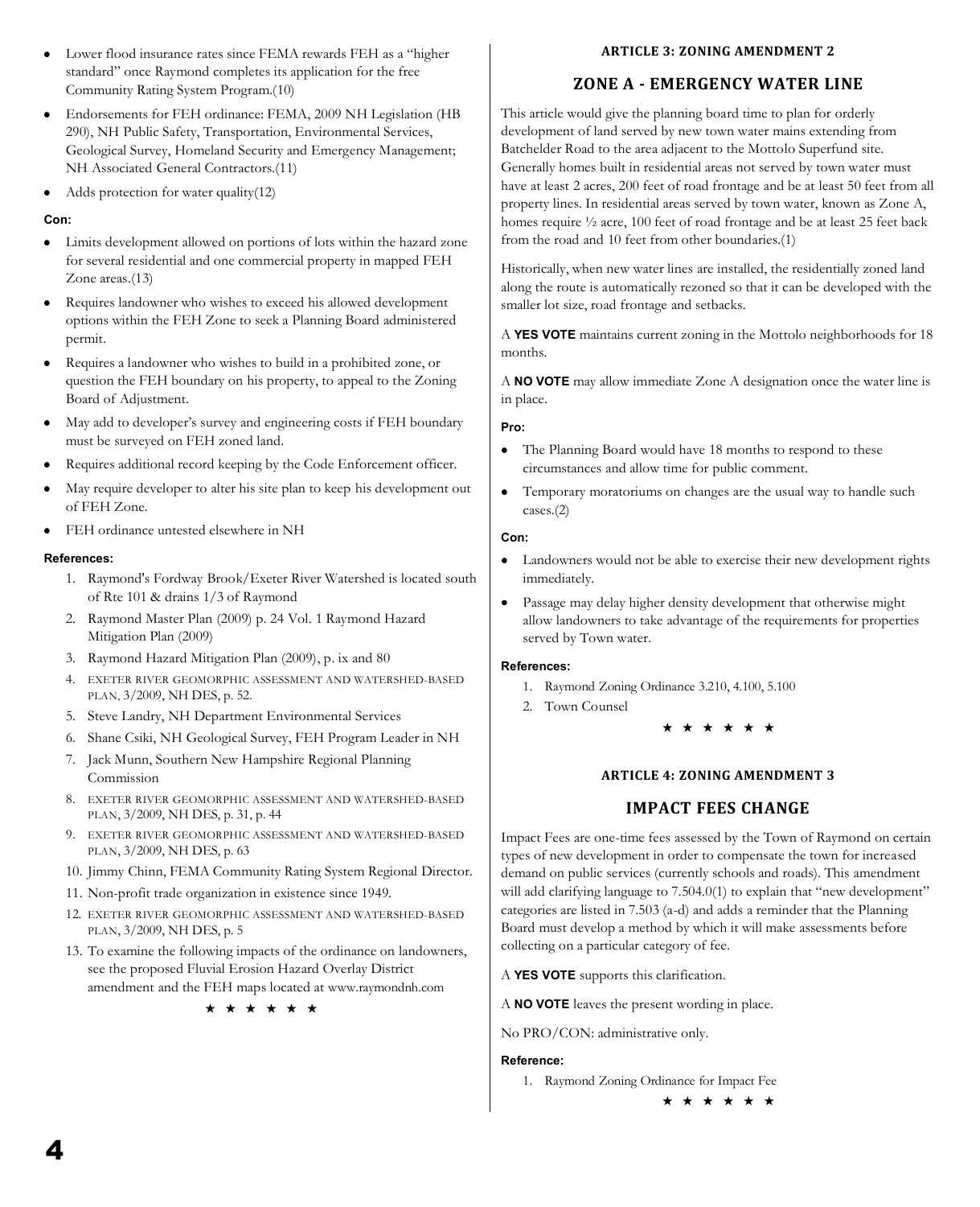- Lower flood insurance rates since FEMA rewards FEH as a "higher standard" once Raymond completes its application for the free Community Rating System Program.(10)
- Endorsements for FEH ordinance: FEMA, 2009 NH Legislation (HB 290), NH Public Safety, Transportation, Environmental Services, Geological Survey, Homeland Security and Emergency Management; NH Associated General Contractors.(11)
- Adds protection for water quality(12)

**Con:**

- Limits development allowed on portions of lots within the hazard zone for several residential and one commercial property in mapped FEH Zone areas.(13)
- Requires landowner who wishes to exceed his allowed development options within the FEH Zone to seek a Planning Board administered permit.
- Requires a landowner who wishes to build in a prohibited zone, or question the FEH boundary on his property, to appeal to the Zoning Board of Adjustment.
- May add to developer's survey and engineering costs if FEH boundary must be surveyed on FEH zoned land.
- Requires additional record keeping by the Code Enforcement officer.
- May require developer to alter his site plan to keep his development out of FEH Zone.
- FEH ordinance untested elsewhere in NH

**References:**

1. Raymond's Fordway Brook/Exeter River Watershed is located south of Rte 101 & drains 1/3 of Raymond
2. Raymond Master Plan (2009) p. 24 Vol. 1 Raymond Hazard Mitigation Plan (2009)
3. Raymond Hazard Mitigation Plan (2009), p. ix and 80
4. EXETER RIVER GEOMORPHIC ASSESSMENT AND WATERSHED-BASED PLAN, 3/2009, NH DES, p. 52.
5. Steve Landry, NH Department Environmental Services
6. Shane Csiki, NH Geological Survey, FEH Program Leader in NH
7. Jack Munn, Southern New Hampshire Regional Planning Commission
8. EXETER RIVER GEOMORPHIC ASSESSMENT AND WATERSHED-BASED PLAN, 3/2009, NH DES, p. 31, p. 44
9. EXETER RIVER GEOMORPHIC ASSESSMENT AND WATERSHED-BASED PLAN, 3/2009, NH DES, p. 63
10. Jimmy Chinn, FEMA Community Rating System Regional Director.
11. Non-profit trade organization in existence since 1949.
12. EXETER RIVER GEOMORPHIC ASSESSMENT AND WATERSHED-BASED PLAN, 3/2009, NH DES, p. 5
13. To examine the following impacts of the ordinance on landowners, see the proposed Fluvial Erosion Hazard Overlay District amendment and the FEH maps located at www.raymondnh.com

★ ★ ★ ★ ★ ★

**ARTICLE 3: ZONING AMENDMENT 2**

## ZONE A - EMERGENCY WATER LINE

This article would give the planning board time to plan for orderly development of land served by new town water mains extending from Batchelder Road to the area adjacent to the Mottolo Superfund site. Generally homes built in residential areas not served by town water must have at least 2 acres, 200 feet of road frontage and be at least 50 feet from all property lines. In residential areas served by town water, known as Zone A, homes require ½ acre, 100 feet of road frontage and be at least 25 feet back from the road and 10 feet from other boundaries.(1)

Historically, when new water lines are installed, the residentially zoned land along the route is automatically rezoned so that it can be developed with the smaller lot size, road frontage and setbacks.

A **YES VOTE** maintains current zoning in the Mottolo neighborhoods for 18 months.

A **NO VOTE** may allow immediate Zone A designation once the water line is in place.

**Pro:**

- The Planning Board would have 18 months to respond to these circumstances and allow time for public comment.
- Temporary moratoriums on changes are the usual way to handle such cases.(2)

**Con:**

- Landowners would not be able to exercise their new development rights immediately.
- Passage may delay higher density development that otherwise might allow landowners to take advantage of the requirements for properties served by Town water.

**References:**

1. Raymond Zoning Ordinance 3.210, 4.100, 5.100
2. Town Counsel

★ ★ ★ ★ ★ ★

**ARTICLE 4: ZONING AMENDMENT 3**

## IMPACT FEES CHANGE

Impact Fees are one-time fees assessed by the Town of Raymond on certain types of new development in order to compensate the town for increased demand on public services (currently schools and roads). This amendment will add clarifying language to 7.504.0(1) to explain that "new development" categories are listed in 7.503 (a-d) and adds a reminder that the Planning Board must develop a method by which it will make assessments before collecting on a particular category of fee.

A **YES VOTE** supports this clarification.

A **NO VOTE** leaves the present wording in place.

No PRO/CON: administrative only.

**Reference:**

1. Raymond Zoning Ordinance for Impact Fee

★ ★ ★ ★ ★ ★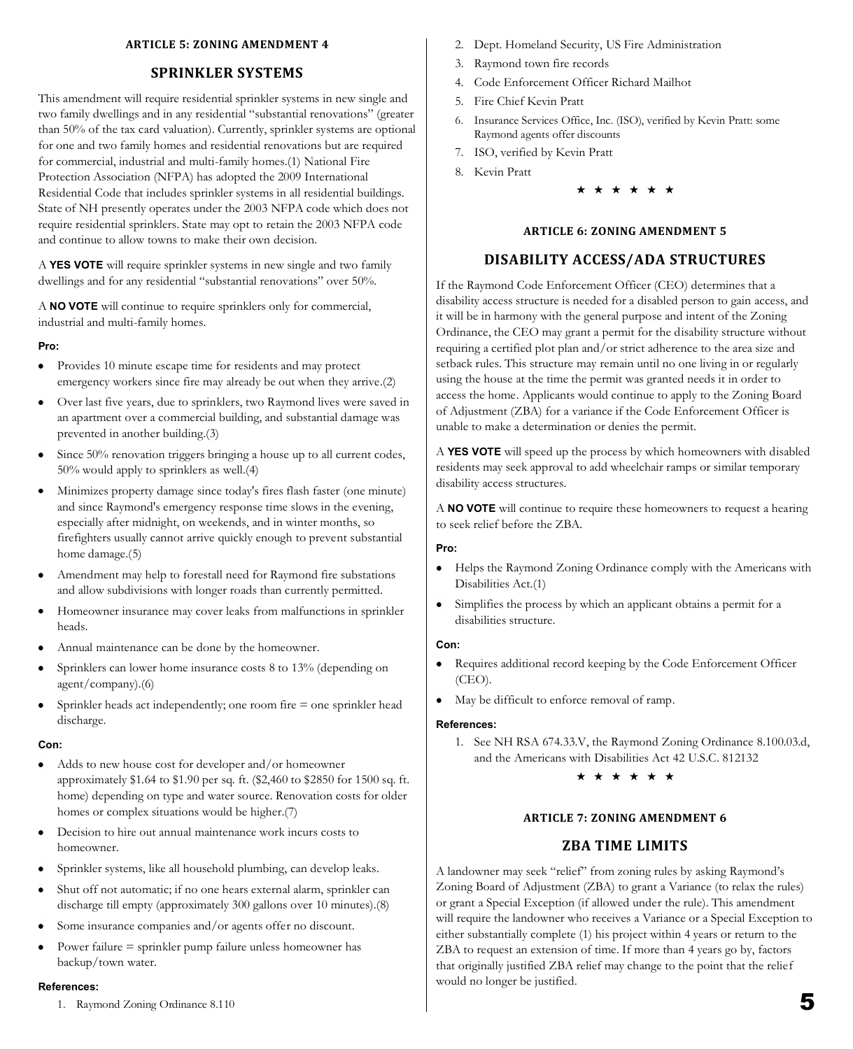### ARTICLE 5: ZONING AMENDMENT 4

## SPRINKLER SYSTEMS

This amendment will require residential sprinkler systems in new single and two family dwellings and in any residential "substantial renovations" (greater than 50% of the tax card valuation). Currently, sprinkler systems are optional for one and two family homes and residential renovations but are required for commercial, industrial and multi-family homes.(1) National Fire Protection Association (NFPA) has adopted the 2009 International Residential Code that includes sprinkler systems in all residential buildings. State of NH presently operates under the 2003 NFPA code which does not require residential sprinklers. State may opt to retain the 2003 NFPA code and continue to allow towns to make their own decision.

A **YES VOTE** will require sprinkler systems in new single and two family dwellings and for any residential "substantial renovations" over 50%.

A **NO VOTE** will continue to require sprinklers only for commercial, industrial and multi-family homes.

**Pro:**

- Provides 10 minute escape time for residents and may protect emergency workers since fire may already be out when they arrive.(2)
- Over last five years, due to sprinklers, two Raymond lives were saved in an apartment over a commercial building, and substantial damage was prevented in another building.(3)
- Since 50% renovation triggers bringing a house up to all current codes, 50% would apply to sprinklers as well.(4)
- Minimizes property damage since today's fires flash faster (one minute) and since Raymond's emergency response time slows in the evening, especially after midnight, on weekends, and in winter months, so firefighters usually cannot arrive quickly enough to prevent substantial home damage.(5)
- Amendment may help to forestall need for Raymond fire substations and allow subdivisions with longer roads than currently permitted.
- Homeowner insurance may cover leaks from malfunctions in sprinkler heads.
- Annual maintenance can be done by the homeowner.
- Sprinklers can lower home insurance costs 8 to 13% (depending on agent/company).(6)
- Sprinkler heads act independently; one room fire = one sprinkler head discharge.

**Con:**

- Adds to new house cost for developer and/or homeowner approximately \$1.64 to \$1.90 per sq. ft. (\$2,460 to \$2850 for 1500 sq. ft. home) depending on type and water source. Renovation costs for older homes or complex situations would be higher.(7)
- Decision to hire out annual maintenance work incurs costs to homeowner.
- Sprinkler systems, like all household plumbing, can develop leaks.
- Shut off not automatic; if no one hears external alarm, sprinkler can discharge till empty (approximately 300 gallons over 10 minutes).(8)
- Some insurance companies and/or agents offer no discount.
- Power failure = sprinkler pump failure unless homeowner has backup/town water.

**References:**

1. Raymond Zoning Ordinance 8.110
2. Dept. Homeland Security, US Fire Administration
3. Raymond town fire records
4. Code Enforcement Officer Richard Mailhot
5. Fire Chief Kevin Pratt
6. Insurance Services Office, Inc. (ISO), verified by Kevin Pratt: some Raymond agents offer discounts
7. ISO, verified by Kevin Pratt
8. Kevin Pratt

★ ★ ★ ★ ★ ★

### ARTICLE 6: ZONING AMENDMENT 5

## DISABILITY ACCESS/ADA STRUCTURES

If the Raymond Code Enforcement Officer (CEO) determines that a disability access structure is needed for a disabled person to gain access, and it will be in harmony with the general purpose and intent of the Zoning Ordinance, the CEO may grant a permit for the disability structure without requiring a certified plot plan and/or strict adherence to the area size and setback rules. This structure may remain until no one living in or regularly using the house at the time the permit was granted needs it in order to access the home. Applicants would continue to apply to the Zoning Board of Adjustment (ZBA) for a variance if the Code Enforcement Officer is unable to make a determination or denies the permit.

A **YES VOTE** will speed up the process by which homeowners with disabled residents may seek approval to add wheelchair ramps or similar temporary disability access structures.

A **NO VOTE** will continue to require these homeowners to request a hearing to seek relief before the ZBA.

**Pro:**

- Helps the Raymond Zoning Ordinance comply with the Americans with Disabilities Act.(1)
- Simplifies the process by which an applicant obtains a permit for a disabilities structure.

**Con:**

- Requires additional record keeping by the Code Enforcement Officer (CEO).
- May be difficult to enforce removal of ramp.

**References:**

1. See NH RSA 674.33.V, the Raymond Zoning Ordinance 8.100.03.d, and the Americans with Disabilities Act 42 U.S.C. 812132

★ ★ ★ ★ ★ ★

### ARTICLE 7: ZONING AMENDMENT 6

## ZBA TIME LIMITS

A landowner may seek "relief" from zoning rules by asking Raymond's Zoning Board of Adjustment (ZBA) to grant a Variance (to relax the rules) or grant a Special Exception (if allowed under the rule). This amendment will require the landowner who receives a Variance or a Special Exception to either substantially complete (1) his project within 4 years or return to the ZBA to request an extension of time. If more than 4 years go by, factors that originally justified ZBA relief may change to the point that the relief would no longer be justified.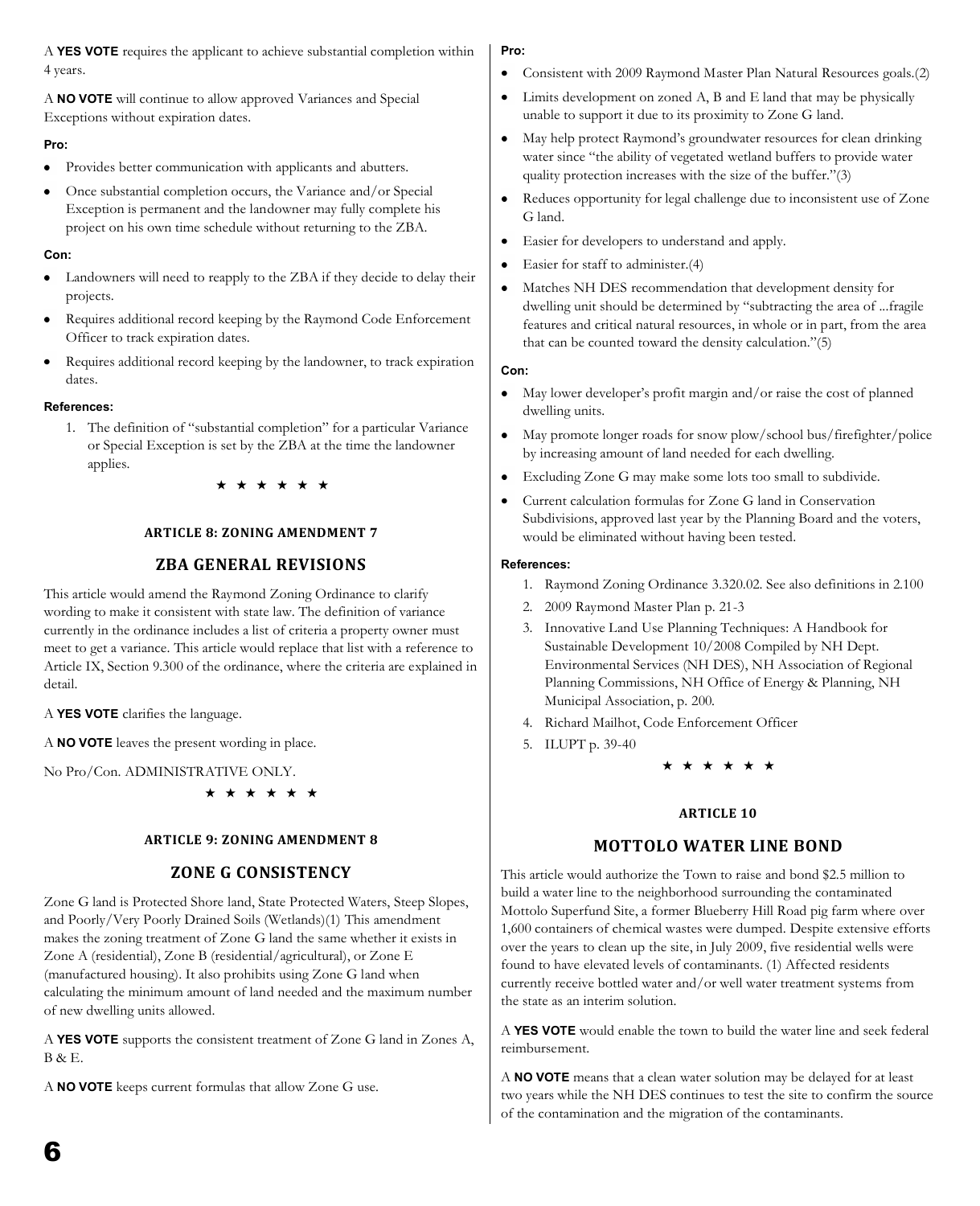A **YES VOTE** requires the applicant to achieve substantial completion within 4 years.

A **NO VOTE** will continue to allow approved Variances and Special Exceptions without expiration dates.

**Pro:**

- Provides better communication with applicants and abutters.
- Once substantial completion occurs, the Variance and/or Special Exception is permanent and the landowner may fully complete his project on his own time schedule without returning to the ZBA.

**Con:**

- Landowners will need to reapply to the ZBA if they decide to delay their projects.
- Requires additional record keeping by the Raymond Code Enforcement Officer to track expiration dates.
- Requires additional record keeping by the landowner, to track expiration dates.

**References:**

1. The definition of "substantial completion" for a particular Variance or Special Exception is set by the ZBA at the time the landowner applies.

★ ★ ★ ★ ★ ★

### ARTICLE 8: ZONING AMENDMENT 7

## ZBA GENERAL REVISIONS

This article would amend the Raymond Zoning Ordinance to clarify wording to make it consistent with state law. The definition of variance currently in the ordinance includes a list of criteria a property owner must meet to get a variance. This article would replace that list with a reference to Article IX, Section 9.300 of the ordinance, where the criteria are explained in detail.

A **YES VOTE** clarifies the language.

A **NO VOTE** leaves the present wording in place.

No Pro/Con. ADMINISTRATIVE ONLY.

★ ★ ★ ★ ★ ★

### ARTICLE 9: ZONING AMENDMENT 8

## ZONE G CONSISTENCY

Zone G land is Protected Shore land, State Protected Waters, Steep Slopes, and Poorly/Very Poorly Drained Soils (Wetlands)(1) This amendment makes the zoning treatment of Zone G land the same whether it exists in Zone A (residential), Zone B (residential/agricultural), or Zone E (manufactured housing). It also prohibits using Zone G land when calculating the minimum amount of land needed and the maximum number of new dwelling units allowed.

A **YES VOTE** supports the consistent treatment of Zone G land in Zones A, B & E.

A **NO VOTE** keeps current formulas that allow Zone G use.

**Pro:**

- Consistent with 2009 Raymond Master Plan Natural Resources goals.(2)
- Limits development on zoned A, B and E land that may be physically unable to support it due to its proximity to Zone G land.
- May help protect Raymond's groundwater resources for clean drinking water since "the ability of vegetated wetland buffers to provide water quality protection increases with the size of the buffer."(3)
- Reduces opportunity for legal challenge due to inconsistent use of Zone G land.
- Easier for developers to understand and apply.
- Easier for staff to administer.(4)
- Matches NH DES recommendation that development density for dwelling unit should be determined by "subtracting the area of ...fragile features and critical natural resources, in whole or in part, from the area that can be counted toward the density calculation."(5)

**Con:**

- May lower developer's profit margin and/or raise the cost of planned dwelling units.
- May promote longer roads for snow plow/school bus/firefighter/police by increasing amount of land needed for each dwelling.
- Excluding Zone G may make some lots too small to subdivide.
- Current calculation formulas for Zone G land in Conservation Subdivisions, approved last year by the Planning Board and the voters, would be eliminated without having been tested.

**References:**

1. Raymond Zoning Ordinance 3.320.02. See also definitions in 2.100
2. 2009 Raymond Master Plan p. 21-3
3. Innovative Land Use Planning Techniques: A Handbook for Sustainable Development 10/2008 Compiled by NH Dept. Environmental Services (NH DES), NH Association of Regional Planning Commissions, NH Office of Energy & Planning, NH Municipal Association, p. 200.
4. Richard Mailhot, Code Enforcement Officer
5. ILUPT p. 39-40

★ ★ ★ ★ ★ ★

### ARTICLE 10

## MOTTOLO WATER LINE BOND

This article would authorize the Town to raise and bond $2.5 million to build a water line to the neighborhood surrounding the contaminated Mottolo Superfund Site, a former Blueberry Hill Road pig farm where over 1,600 containers of chemical wastes were dumped. Despite extensive efforts over the years to clean up the site, in July 2009, five residential wells were found to have elevated levels of contaminants. (1) Affected residents currently receive bottled water and/or well water treatment systems from the state as an interim solution.

A **YES VOTE** would enable the town to build the water line and seek federal reimbursement.

A **NO VOTE** means that a clean water solution may be delayed for at least two years while the NH DES continues to test the site to confirm the source of the contamination and the migration of the contaminants.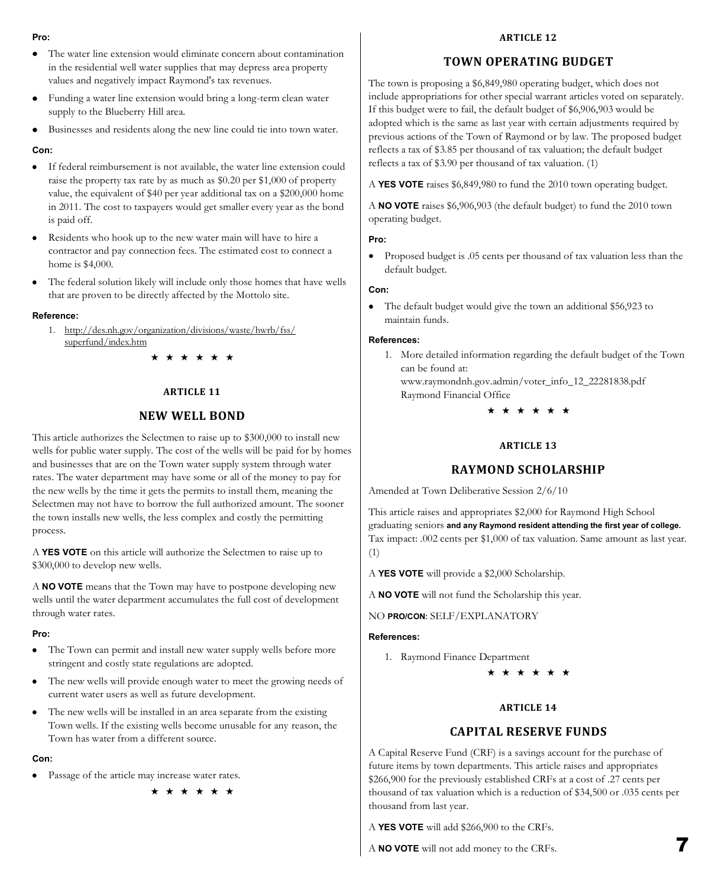**Pro:**

- The water line extension would eliminate concern about contamination in the residential well water supplies that may depress area property values and negatively impact Raymond's tax revenues.
- Funding a water line extension would bring a long-term clean water supply to the Blueberry Hill area.
- Businesses and residents along the new line could tie into town water.

**Con:**

- If federal reimbursement is not available, the water line extension could raise the property tax rate by as much as $0.20 per $1,000 of property value, the equivalent of $40 per year additional tax on a $200,000 home in 2011. The cost to taxpayers would get smaller every year as the bond is paid off.
- Residents who hook up to the new water main will have to hire a contractor and pay connection fees. The estimated cost to connect a home is $4,000.
- The federal solution likely will include only those homes that have wells that are proven to be directly affected by the Mottolo site.

**Reference:**

1. http://des.nh.gov/organization/divisions/waste/hwrb/fss/superfund/index.htm

★ ★ ★ ★ ★ ★

### ARTICLE 11

## NEW WELL BOND

This article authorizes the Selectmen to raise up to $300,000 to install new wells for public water supply. The cost of the wells will be paid for by homes and businesses that are on the Town water supply system through water rates. The water department may have some or all of the money to pay for the new wells by the time it gets the permits to install them, meaning the Selectmen may not have to borrow the full authorized amount. The sooner the town installs new wells, the less complex and costly the permitting process.

A **YES VOTE** on this article will authorize the Selectmen to raise up to $300,000 to develop new wells.

A **NO VOTE** means that the Town may have to postpone developing new wells until the water department accumulates the full cost of development through water rates.

**Pro:**

- The Town can permit and install new water supply wells before more stringent and costly state regulations are adopted.
- The new wells will provide enough water to meet the growing needs of current water users as well as future development.
- The new wells will be installed in an area separate from the existing Town wells. If the existing wells become unusable for any reason, the Town has water from a different source.

**Con:**

- Passage of the article may increase water rates.

★ ★ ★ ★ ★ ★

### ARTICLE 12

## TOWN OPERATING BUDGET

The town is proposing a $6,849,980 operating budget, which does not include appropriations for other special warrant articles voted on separately. If this budget were to fail, the default budget of $6,906,903 would be adopted which is the same as last year with certain adjustments required by previous actions of the Town of Raymond or by law. The proposed budget reflects a tax of $3.85 per thousand of tax valuation; the default budget reflects a tax of $3.90 per thousand of tax valuation. (1)

A **YES VOTE** raises $6,849,980 to fund the 2010 town operating budget.

A **NO VOTE** raises $6,906,903 (the default budget) to fund the 2010 town operating budget.

**Pro:**

- Proposed budget is .05 cents per thousand of tax valuation less than the default budget.

**Con:**

- The default budget would give the town an additional $56,923 to maintain funds.

**References:**

1. More detailed information regarding the default budget of the Town can be found at: www.raymondnh.gov.admin/voter_info_12_22281838.pdf Raymond Financial Office

★ ★ ★ ★ ★ ★

### ARTICLE 13

## RAYMOND SCHOLARSHIP

Amended at Town Deliberative Session 2/6/10

This article raises and appropriates $2,000 for Raymond High School graduating seniors **and any Raymond resident attending the first year of college.** Tax impact: .002 cents per $1,000 of tax valuation. Same amount as last year. (1)

A **YES VOTE** will provide a $2,000 Scholarship.

A **NO VOTE** will not fund the Scholarship this year.

NO **PRO/CON**: SELF/EXPLANATORY

**References:**

1. Raymond Finance Department

★ ★ ★ ★ ★ ★

### ARTICLE 14

## CAPITAL RESERVE FUNDS

A Capital Reserve Fund (CRF) is a savings account for the purchase of future items by town departments. This article raises and appropriates $266,900 for the previously established CRFs at a cost of .27 cents per thousand of tax valuation which is a reduction of $34,500 or .035 cents per thousand from last year.

A **YES VOTE** will add $266,900 to the CRFs.

A **NO VOTE** will not add money to the CRFs.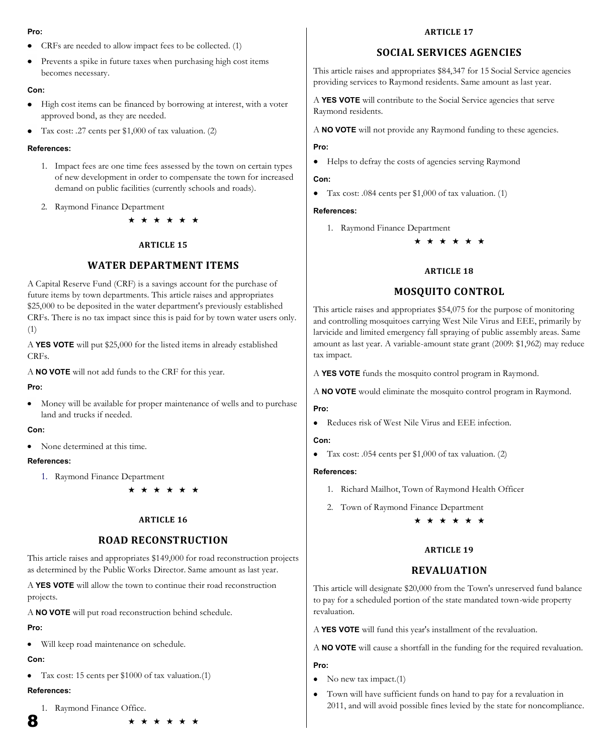**Pro:**

- CRFs are needed to allow impact fees to be collected. (1)
- Prevents a spike in future taxes when purchasing high cost items becomes necessary.

**Con:**

- High cost items can be financed by borrowing at interest, with a voter approved bond, as they are needed.
- Tax cost: .27 cents per $1,000 of tax valuation. (2)

**References:**

1. Impact fees are one time fees assessed by the town on certain types of new development in order to compensate the town for increased demand on public facilities (currently schools and roads).
2. Raymond Finance Department

★ ★ ★ ★ ★ ★

### ARTICLE 15

## WATER DEPARTMENT ITEMS

A Capital Reserve Fund (CRF) is a savings account for the purchase of future items by town departments. This article raises and appropriates $25,000 to be deposited in the water department's previously established CRFs. There is no tax impact since this is paid for by town water users only. (1)

A **YES VOTE** will put $25,000 for the listed items in already established CRFs.

A **NO VOTE** will not add funds to the CRF for this year.

**Pro:**

- Money will be available for proper maintenance of wells and to purchase land and trucks if needed.

**Con:**

- None determined at this time.

**References:**

1. Raymond Finance Department

★ ★ ★ ★ ★ ★

### ARTICLE 16

## ROAD RECONSTRUCTION

This article raises and appropriates $149,000 for road reconstruction projects as determined by the Public Works Director. Same amount as last year.

A **YES VOTE** will allow the town to continue their road reconstruction projects.

A **NO VOTE** will put road reconstruction behind schedule.

**Pro:**

- Will keep road maintenance on schedule.

**Con:**

- Tax cost: 15 cents per $1000 of tax valuation.(1)

**References:**

1. Raymond Finance Office.

★ ★ ★ ★ ★ ★

### ARTICLE 17

## SOCIAL SERVICES AGENCIES

This article raises and appropriates $84,347 for 15 Social Service agencies providing services to Raymond residents. Same amount as last year.

A **YES VOTE** will contribute to the Social Service agencies that serve Raymond residents.

A **NO VOTE** will not provide any Raymond funding to these agencies.

**Pro:**

- Helps to defray the costs of agencies serving Raymond

**Con:**

- Tax cost: .084 cents per $1,000 of tax valuation. (1)

**References:**

1. Raymond Finance Department

★ ★ ★ ★ ★ ★

### ARTICLE 18

## MOSQUITO CONTROL

This article raises and appropriates $54,075 for the purpose of monitoring and controlling mosquitoes carrying West Nile Virus and EEE, primarily by larvicide and limited emergency fall spraying of public assembly areas. Same amount as last year. A variable-amount state grant (2009: $1,962) may reduce tax impact.

A **YES VOTE** funds the mosquito control program in Raymond.

A **NO VOTE** would eliminate the mosquito control program in Raymond.

**Pro:**

- Reduces risk of West Nile Virus and EEE infection.

**Con:**

- Tax cost: .054 cents per $1,000 of tax valuation. (2)

**References:**

1. Richard Mailhot, Town of Raymond Health Officer
2. Town of Raymond Finance Department

★ ★ ★ ★ ★ ★

### ARTICLE 19

## REVALUATION

This article will designate $20,000 from the Town's unreserved fund balance to pay for a scheduled portion of the state mandated town-wide property revaluation.

A **YES VOTE** will fund this year's installment of the revaluation.

A **NO VOTE** will cause a shortfall in the funding for the required revaluation.

**Pro:**

- No new tax impact.(1)
- Town will have sufficient funds on hand to pay for a revaluation in 2011, and will avoid possible fines levied by the state for noncompliance.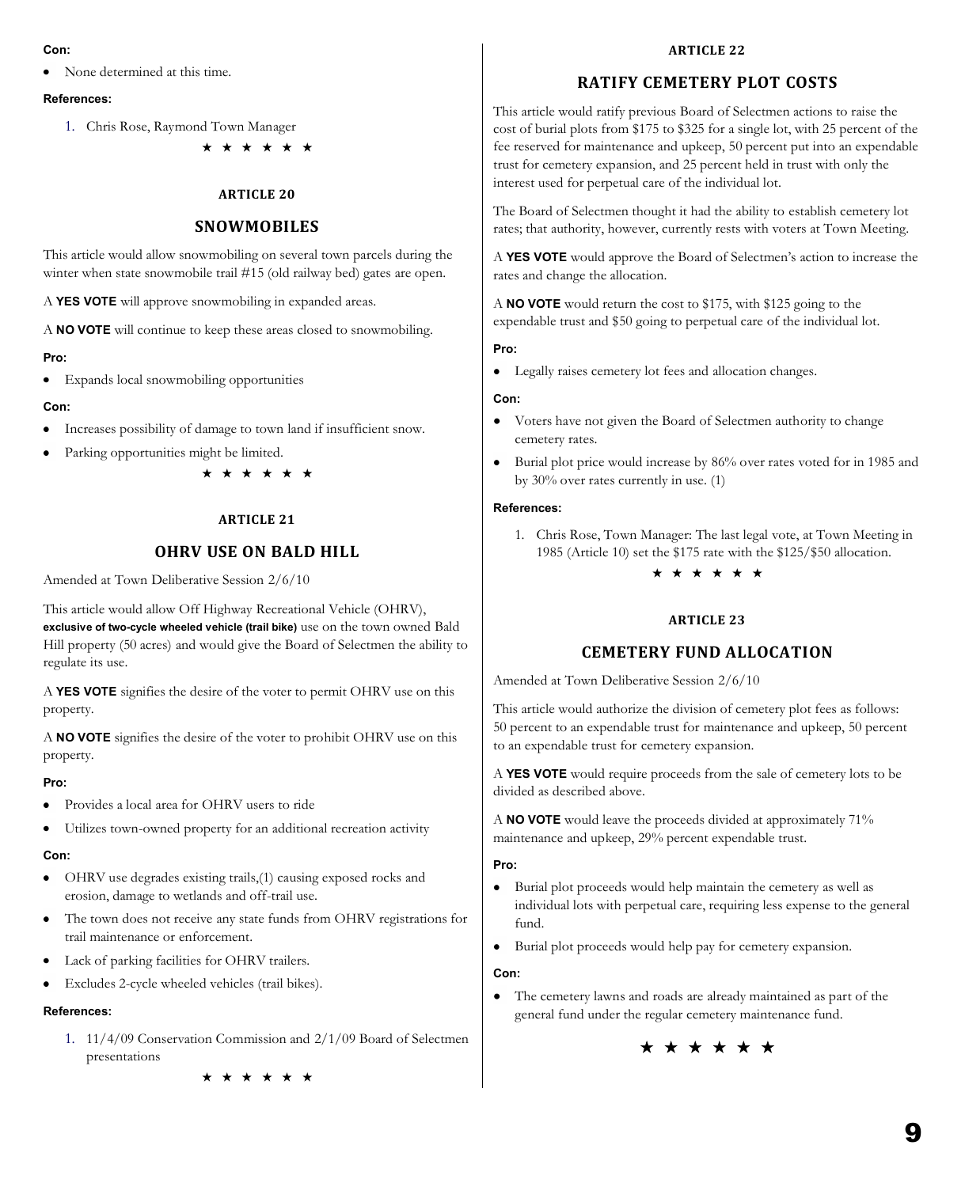**Con:**

- None determined at this time.

**References:**

1. Chris Rose, Raymond Town Manager

★ ★ ★ ★ ★ ★

### ARTICLE 20

## SNOWMOBILES

This article would allow snowmobiling on several town parcels during the winter when state snowmobile trail #15 (old railway bed) gates are open.

A **YES VOTE** will approve snowmobiling in expanded areas.

A **NO VOTE** will continue to keep these areas closed to snowmobiling.

**Pro:**

- Expands local snowmobiling opportunities

**Con:**

- Increases possibility of damage to town land if insufficient snow.
- Parking opportunities might be limited.

★ ★ ★ ★ ★ ★

### ARTICLE 21

## OHRV USE ON BALD HILL

Amended at Town Deliberative Session 2/6/10

This article would allow Off Highway Recreational Vehicle (OHRV), **exclusive of two-cycle wheeled vehicle (trail bike)** use on the town owned Bald Hill property (50 acres) and would give the Board of Selectmen the ability to regulate its use.

A **YES VOTE** signifies the desire of the voter to permit OHRV use on this property.

A **NO VOTE** signifies the desire of the voter to prohibit OHRV use on this property.

**Pro:**

- Provides a local area for OHRV users to ride
- Utilizes town-owned property for an additional recreation activity

**Con:**

- OHRV use degrades existing trails,(1) causing exposed rocks and erosion, damage to wetlands and off-trail use.
- The town does not receive any state funds from OHRV registrations for trail maintenance or enforcement.
- Lack of parking facilities for OHRV trailers.
- Excludes 2-cycle wheeled vehicles (trail bikes).

**References:**

1. 11/4/09 Conservation Commission and 2/1/09 Board of Selectmen presentations

★ ★ ★ ★ ★ ★

### ARTICLE 22

## RATIFY CEMETERY PLOT COSTS

This article would ratify previous Board of Selectmen actions to raise the cost of burial plots from $175 to $325 for a single lot, with 25 percent of the fee reserved for maintenance and upkeep, 50 percent put into an expendable trust for cemetery expansion, and 25 percent held in trust with only the interest used for perpetual care of the individual lot.

The Board of Selectmen thought it had the ability to establish cemetery lot rates; that authority, however, currently rests with voters at Town Meeting.

A **YES VOTE** would approve the Board of Selectmen's action to increase the rates and change the allocation.

A **NO VOTE** would return the cost to $175, with $125 going to the expendable trust and $50 going to perpetual care of the individual lot.

**Pro:**

- Legally raises cemetery lot fees and allocation changes.

**Con:**

- Voters have not given the Board of Selectmen authority to change cemetery rates.
- Burial plot price would increase by 86% over rates voted for in 1985 and by 30% over rates currently in use. (1)

**References:**

1. Chris Rose, Town Manager: The last legal vote, at Town Meeting in 1985 (Article 10) set the $175 rate with the $125/$50 allocation.

★ ★ ★ ★ ★ ★

### ARTICLE 23

## CEMETERY FUND ALLOCATION

Amended at Town Deliberative Session 2/6/10

This article would authorize the division of cemetery plot fees as follows: 50 percent to an expendable trust for maintenance and upkeep, 50 percent to an expendable trust for cemetery expansion.

A **YES VOTE** would require proceeds from the sale of cemetery lots to be divided as described above.

A **NO VOTE** would leave the proceeds divided at approximately 71% maintenance and upkeep, 29% percent expendable trust.

**Pro:**

- Burial plot proceeds would help maintain the cemetery as well as individual lots with perpetual care, requiring less expense to the general fund.
- Burial plot proceeds would help pay for cemetery expansion.

**Con:**

- The cemetery lawns and roads are already maintained as part of the general fund under the regular cemetery maintenance fund.

★ ★ ★ ★ ★ ★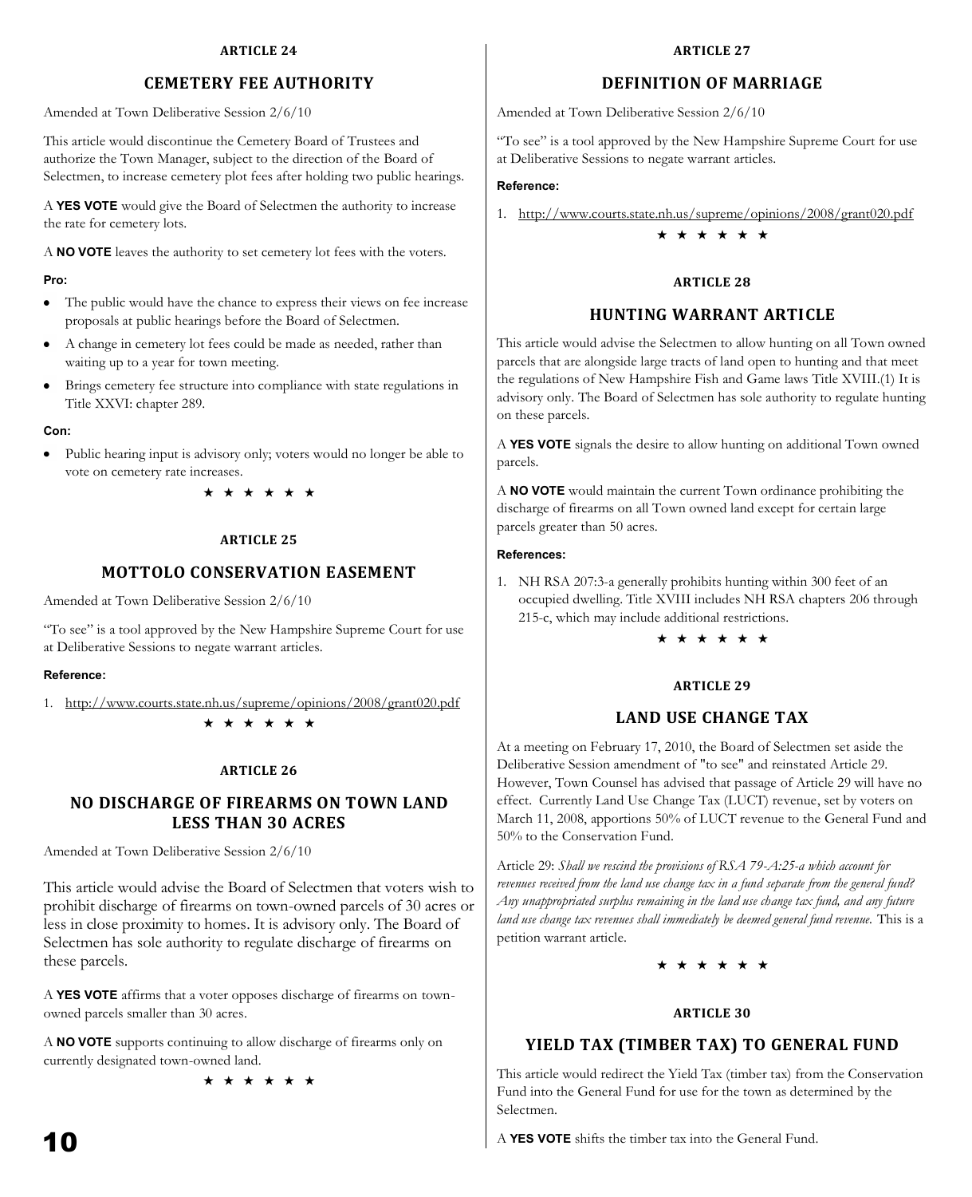### ARTICLE 24

## CEMETERY FEE AUTHORITY

Amended at Town Deliberative Session 2/6/10

This article would discontinue the Cemetery Board of Trustees and authorize the Town Manager, subject to the direction of the Board of Selectmen, to increase cemetery plot fees after holding two public hearings.

A **YES VOTE** would give the Board of Selectmen the authority to increase the rate for cemetery lots.

A **NO VOTE** leaves the authority to set cemetery lot fees with the voters.

**Pro:**

- The public would have the chance to express their views on fee increase proposals at public hearings before the Board of Selectmen.
- A change in cemetery lot fees could be made as needed, rather than waiting up to a year for town meeting.
- Brings cemetery fee structure into compliance with state regulations in Title XXVI: chapter 289.

**Con:**

- Public hearing input is advisory only; voters would no longer be able to vote on cemetery rate increases.

★ ★ ★ ★ ★ ★

### ARTICLE 25

## MOTTOLO CONSERVATION EASEMENT

Amended at Town Deliberative Session 2/6/10

"To see" is a tool approved by the New Hampshire Supreme Court for use at Deliberative Sessions to negate warrant articles.

**Reference:**

1. http://www.courts.state.nh.us/supreme/opinions/2008/grant020.pdf

★ ★ ★ ★ ★ ★

### ARTICLE 26

## NO DISCHARGE OF FIREARMS ON TOWN LAND LESS THAN 30 ACRES

Amended at Town Deliberative Session 2/6/10

This article would advise the Board of Selectmen that voters wish to prohibit discharge of firearms on town-owned parcels of 30 acres or less in close proximity to homes. It is advisory only. The Board of Selectmen has sole authority to regulate discharge of firearms on these parcels.

A **YES VOTE** affirms that a voter opposes discharge of firearms on town-owned parcels smaller than 30 acres.

A **NO VOTE** supports continuing to allow discharge of firearms only on currently designated town-owned land.

★ ★ ★ ★ ★ ★

### ARTICLE 27

## DEFINITION OF MARRIAGE

Amended at Town Deliberative Session 2/6/10

"To see" is a tool approved by the New Hampshire Supreme Court for use at Deliberative Sessions to negate warrant articles.

**Reference:**

1. http://www.courts.state.nh.us/supreme/opinions/2008/grant020.pdf

★ ★ ★ ★ ★ ★

### ARTICLE 28

## HUNTING WARRANT ARTICLE

This article would advise the Selectmen to allow hunting on all Town owned parcels that are alongside large tracts of land open to hunting and that meet the regulations of New Hampshire Fish and Game laws Title XVIII.(1) It is advisory only. The Board of Selectmen has sole authority to regulate hunting on these parcels.

A **YES VOTE** signals the desire to allow hunting on additional Town owned parcels.

A **NO VOTE** would maintain the current Town ordinance prohibiting the discharge of firearms on all Town owned land except for certain large parcels greater than 50 acres.

**References:**

1. NH RSA 207:3-a generally prohibits hunting within 300 feet of an occupied dwelling. Title XVIII includes NH RSA chapters 206 through 215-c, which may include additional restrictions.

★ ★ ★ ★ ★ ★

### ARTICLE 29

## LAND USE CHANGE TAX

At a meeting on February 17, 2010, the Board of Selectmen set aside the Deliberative Session amendment of "to see" and reinstated Article 29. However, Town Counsel has advised that passage of Article 29 will have no effect. Currently Land Use Change Tax (LUCT) revenue, set by voters on March 11, 2008, apportions 50% of LUCT revenue to the General Fund and 50% to the Conservation Fund.

Article 29: *Shall we rescind the provisions of RSA 79-A:25-a which account for revenues received from the land use change tax in a fund separate from the general fund? Any unappropriated surplus remaining in the land use change tax fund, and any future land use change tax revenues shall immediately be deemed general fund revenue.* This is a petition warrant article.

★ ★ ★ ★ ★ ★

### ARTICLE 30

## YIELD TAX (TIMBER TAX) TO GENERAL FUND

This article would redirect the Yield Tax (timber tax) from the Conservation Fund into the General Fund for use for the town as determined by the Selectmen.

A **YES VOTE** shifts the timber tax into the General Fund.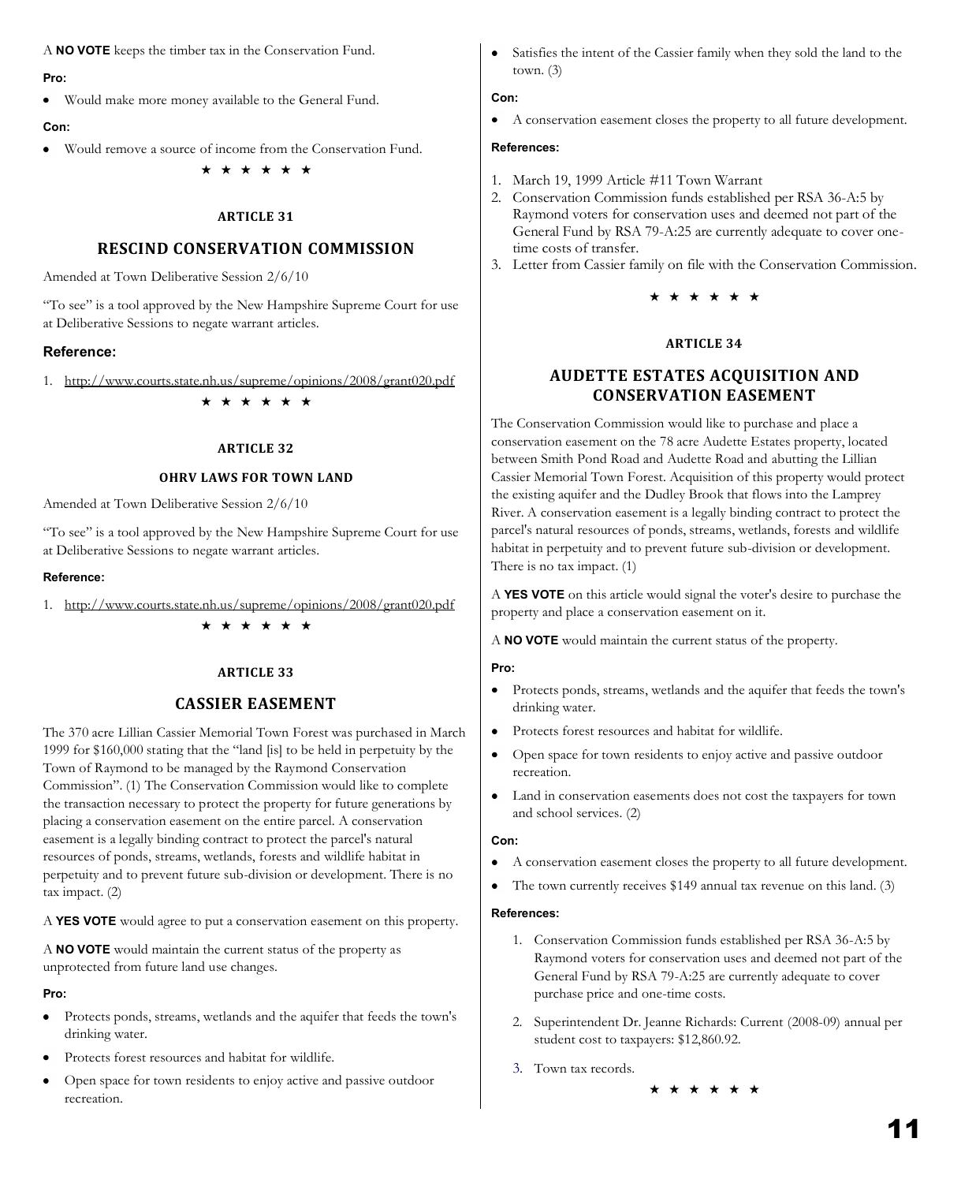A **NO VOTE** keeps the timber tax in the Conservation Fund.

**Pro:**

- Would make more money available to the General Fund.

**Con:**

- Would remove a source of income from the Conservation Fund.

★ ★ ★ ★ ★ ★

### ARTICLE 31

## RESCIND CONSERVATION COMMISSION

Amended at Town Deliberative Session 2/6/10

"To see" is a tool approved by the New Hampshire Supreme Court for use at Deliberative Sessions to negate warrant articles.

**Reference:**

1. http://www.courts.state.nh.us/supreme/opinions/2008/grant020.pdf

★ ★ ★ ★ ★ ★

### ARTICLE 32

### OHRV LAWS FOR TOWN LAND

Amended at Town Deliberative Session 2/6/10

"To see" is a tool approved by the New Hampshire Supreme Court for use at Deliberative Sessions to negate warrant articles.

**Reference:**

1. http://www.courts.state.nh.us/supreme/opinions/2008/grant020.pdf

★ ★ ★ ★ ★ ★

### ARTICLE 33

## CASSIER EASEMENT

The 370 acre Lillian Cassier Memorial Town Forest was purchased in March 1999 for $160,000 stating that the "land [is] to be held in perpetuity by the Town of Raymond to be managed by the Raymond Conservation Commission". (1) The Conservation Commission would like to complete the transaction necessary to protect the property for future generations by placing a conservation easement on the entire parcel. A conservation easement is a legally binding contract to protect the parcel's natural resources of ponds, streams, wetlands, forests and wildlife habitat in perpetuity and to prevent future sub-division or development. There is no tax impact. (2)

A **YES VOTE** would agree to put a conservation easement on this property.

A **NO VOTE** would maintain the current status of the property as unprotected from future land use changes.

**Pro:**

- Protects ponds, streams, wetlands and the aquifer that feeds the town's drinking water.
- Protects forest resources and habitat for wildlife.
- Open space for town residents to enjoy active and passive outdoor recreation.
- Satisfies the intent of the Cassier family when they sold the land to the town. (3)

**Con:**

- A conservation easement closes the property to all future development.

**References:**

1. March 19, 1999 Article #11 Town Warrant
2. Conservation Commission funds established per RSA 36-A:5 by Raymond voters for conservation uses and deemed not part of the General Fund by RSA 79-A:25 are currently adequate to cover one-time costs of transfer.
3. Letter from Cassier family on file with the Conservation Commission.

★ ★ ★ ★ ★ ★

### ARTICLE 34

## AUDETTE ESTATES ACQUISITION AND CONSERVATION EASEMENT

The Conservation Commission would like to purchase and place a conservation easement on the 78 acre Audette Estates property, located between Smith Pond Road and Audette Road and abutting the Lillian Cassier Memorial Town Forest. Acquisition of this property would protect the existing aquifer and the Dudley Brook that flows into the Lamprey River. A conservation easement is a legally binding contract to protect the parcel's natural resources of ponds, streams, wetlands, forests and wildlife habitat in perpetuity and to prevent future sub-division or development. There is no tax impact. (1)

A **YES VOTE** on this article would signal the voter's desire to purchase the property and place a conservation easement on it.

A **NO VOTE** would maintain the current status of the property.

**Pro:**

- Protects ponds, streams, wetlands and the aquifer that feeds the town's drinking water.
- Protects forest resources and habitat for wildlife.
- Open space for town residents to enjoy active and passive outdoor recreation.
- Land in conservation easements does not cost the taxpayers for town and school services. (2)

**Con:**

- A conservation easement closes the property to all future development.
- The town currently receives $149 annual tax revenue on this land. (3)

**References:**

1. Conservation Commission funds established per RSA 36-A:5 by Raymond voters for conservation uses and deemed not part of the General Fund by RSA 79-A:25 are currently adequate to cover purchase price and one-time costs.
2. Superintendent Dr. Jeanne Richards: Current (2008-09) annual per student cost to taxpayers: $12,860.92.
3. Town tax records.

★ ★ ★ ★ ★ ★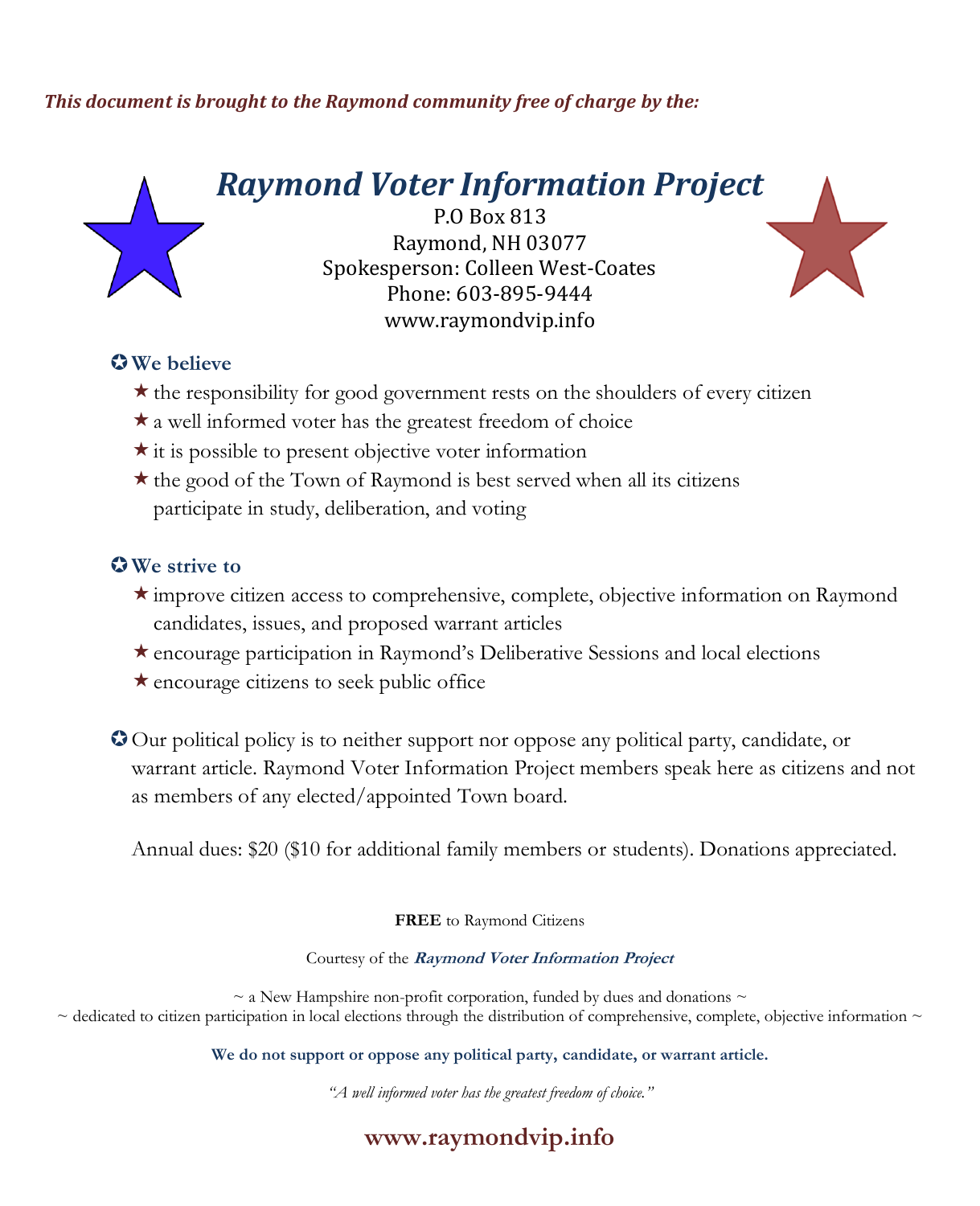*This document is brought to the Raymond community free of charge by the:*

# *Raymond Voter Information Project*

P.O Box 813
Raymond, NH 03077
Spokesperson: Colleen West-Coates
Phone: 603-895-9444
www.raymondvip.info

✪ **We believe**

- ★ the responsibility for good government rests on the shoulders of every citizen
- ★ a well informed voter has the greatest freedom of choice
- ★ it is possible to present objective voter information
- ★ the good of the Town of Raymond is best served when all its citizens participate in study, deliberation, and voting

✪ **We strive to**

- ★ improve citizen access to comprehensive, complete, objective information on Raymond candidates, issues, and proposed warrant articles
- ★ encourage participation in Raymond's Deliberative Sessions and local elections
- ★ encourage citizens to seek public office

✪ Our political policy is to neither support nor oppose any political party, candidate, or warrant article. Raymond Voter Information Project members speak here as citizens and not as members of any elected/appointed Town board.

Annual dues: $20 ($10 for additional family members or students). Donations appreciated.

**FREE** to Raymond Citizens

Courtesy of the ***Raymond Voter Information Project***

~ a New Hampshire non-profit corporation, funded by dues and donations ~
~ dedicated to citizen participation in local elections through the distribution of comprehensive, complete, objective information ~

**We do not support or oppose any political party, candidate, or warrant article.**

*"A well informed voter has the greatest freedom of choice."*

**www.raymondvip.info**